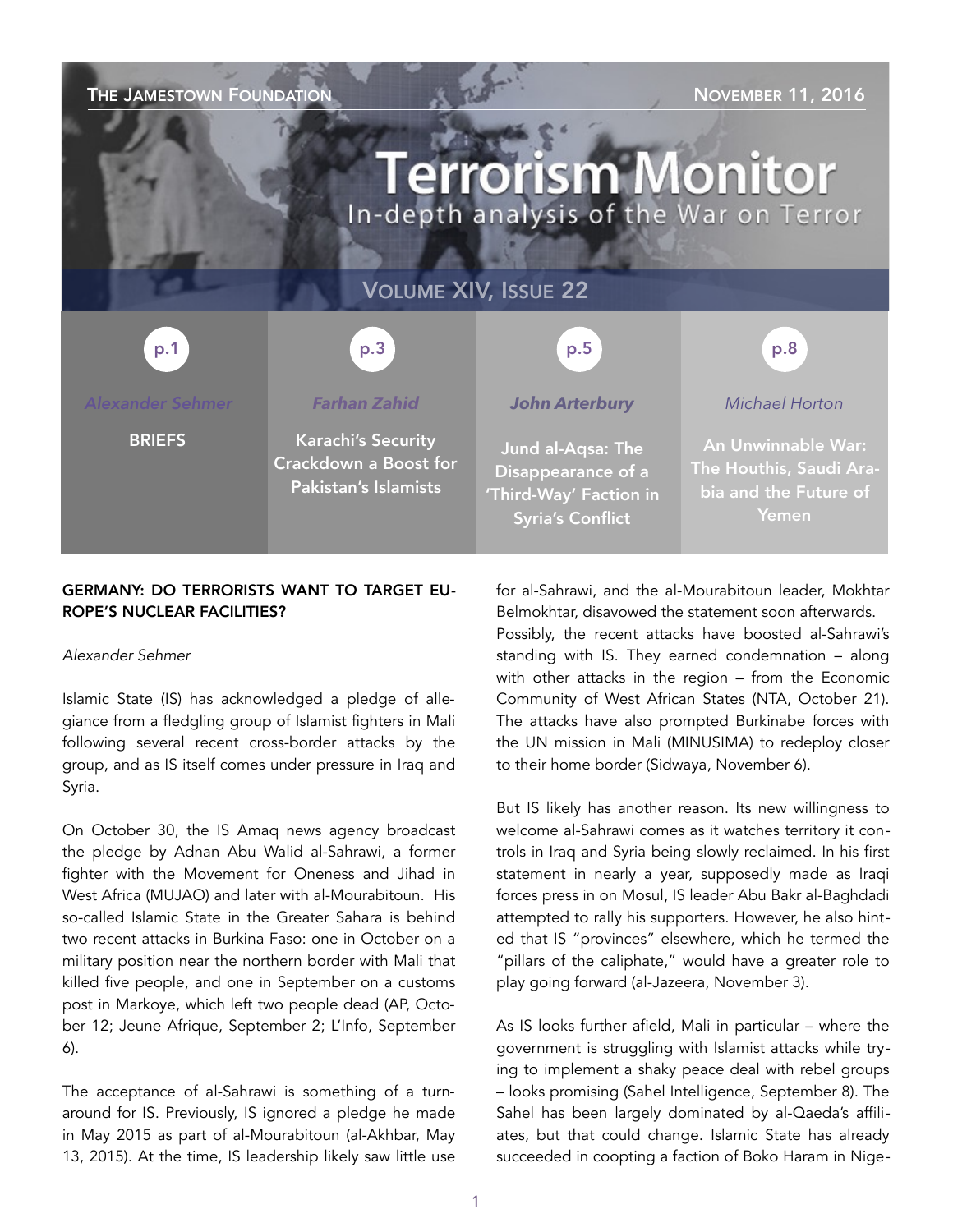THE JAMESTOWN FOUNDATION — NOVEMBER 11, 2016

# Terrorism Monitor

In-depth analysis of the War on Terror

VOLUME XIV, ISSUE 22

| p.1 | p.3 | p.5 | p.8 |
|---|---|---|---|
| *Alexander Sehmer* | *Farhan Zahid* | *John Arterbury* | *Michael Horton* |
| **BRIEFS** | **Karachi's Security Crackdown a Boost for Pakistan's Islamists** | **Jund al-Aqsa: The Disappearance of a 'Third-Way' Faction in Syria's Conflict** | **An Unwinnable War: The Houthis, Saudi Arabia and the Future of Yemen** |

## GERMANY: DO TERRORISTS WANT TO TARGET EUROPE'S NUCLEAR FACILITIES?

*Alexander Sehmer*

Islamic State (IS) has acknowledged a pledge of allegiance from a fledgling group of Islamist fighters in Mali following several recent cross-border attacks by the group, and as IS itself comes under pressure in Iraq and Syria.

On October 30, the IS Amaq news agency broadcast the pledge by Adnan Abu Walid al-Sahrawi, a former fighter with the Movement for Oneness and Jihad in West Africa (MUJAO) and later with al-Mourabitoun. His so-called Islamic State in the Greater Sahara is behind two recent attacks in Burkina Faso: one in October on a military position near the northern border with Mali that killed five people, and one in September on a customs post in Markoye, which left two people dead (AP, October 12; Jeune Afrique, September 2; L'Info, September 6).

The acceptance of al-Sahrawi is something of a turnaround for IS. Previously, IS ignored a pledge he made in May 2015 as part of al-Mourabitoun (al-Akhbar, May 13, 2015). At the time, IS leadership likely saw little use for al-Sahrawi, and the al-Mourabitoun leader, Mokhtar Belmokhtar, disavowed the statement soon afterwards. Possibly, the recent attacks have boosted al-Sahrawi's standing with IS. They earned condemnation – along with other attacks in the region – from the Economic Community of West African States (NTA, October 21). The attacks have also prompted Burkinabe forces with the UN mission in Mali (MINUSIMA) to redeploy closer to their home border (Sidwaya, November 6).

But IS likely has another reason. Its new willingness to welcome al-Sahrawi comes as it watches territory it controls in Iraq and Syria being slowly reclaimed. In his first statement in nearly a year, supposedly made as Iraqi forces press in on Mosul, IS leader Abu Bakr al-Baghdadi attempted to rally his supporters. However, he also hinted that IS "provinces" elsewhere, which he termed the "pillars of the caliphate," would have a greater role to play going forward (al-Jazeera, November 3).

As IS looks further afield, Mali in particular – where the government is struggling with Islamist attacks while trying to implement a shaky peace deal with rebel groups – looks promising (Sahel Intelligence, September 8). The Sahel has been largely dominated by al-Qaeda's affiliates, but that could change. Islamic State has already succeeded in coopting a faction of Boko Haram in Nige-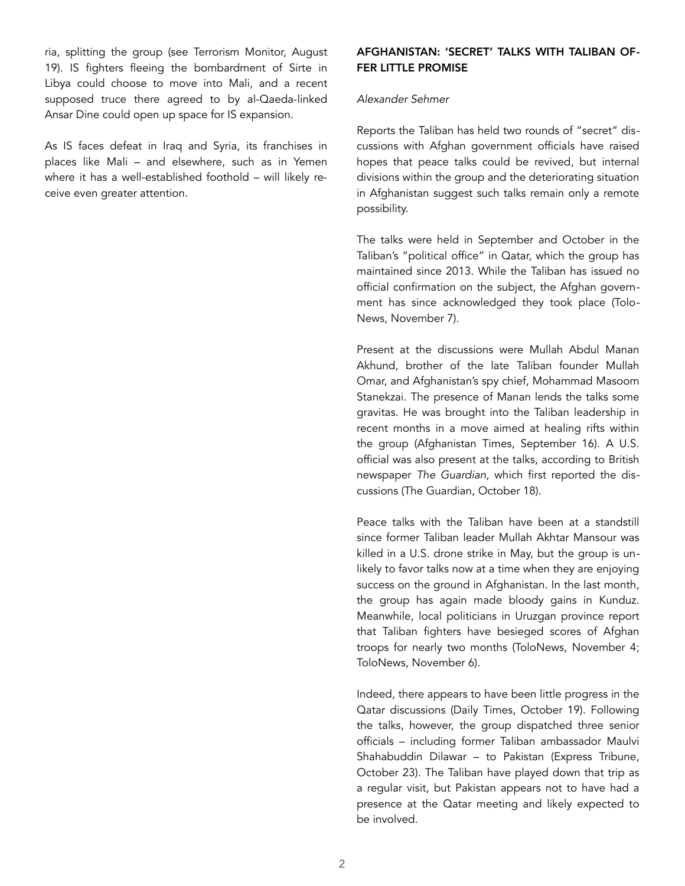ria, splitting the group (see Terrorism Monitor, August 19). IS fighters fleeing the bombardment of Sirte in Libya could choose to move into Mali, and a recent supposed truce there agreed to by al-Qaeda-linked Ansar Dine could open up space for IS expansion.

As IS faces defeat in Iraq and Syria, its franchises in places like Mali – and elsewhere, such as in Yemen where it has a well-established foothold – will likely receive even greater attention.

## AFGHANISTAN: 'SECRET' TALKS WITH TALIBAN OFFER LITTLE PROMISE

*Alexander Sehmer*

Reports the Taliban has held two rounds of "secret" discussions with Afghan government officials have raised hopes that peace talks could be revived, but internal divisions within the group and the deteriorating situation in Afghanistan suggest such talks remain only a remote possibility.

The talks were held in September and October in the Taliban's "political office" in Qatar, which the group has maintained since 2013. While the Taliban has issued no official confirmation on the subject, the Afghan government has since acknowledged they took place (ToloNews, November 7).

Present at the discussions were Mullah Abdul Manan Akhund, brother of the late Taliban founder Mullah Omar, and Afghanistan's spy chief, Mohammad Masoom Stanekzai. The presence of Manan lends the talks some gravitas. He was brought into the Taliban leadership in recent months in a move aimed at healing rifts within the group (Afghanistan Times, September 16). A U.S. official was also present at the talks, according to British newspaper *The Guardian*, which first reported the discussions (The Guardian, October 18).

Peace talks with the Taliban have been at a standstill since former Taliban leader Mullah Akhtar Mansour was killed in a U.S. drone strike in May, but the group is unlikely to favor talks now at a time when they are enjoying success on the ground in Afghanistan. In the last month, the group has again made bloody gains in Kunduz. Meanwhile, local politicians in Uruzgan province report that Taliban fighters have besieged scores of Afghan troops for nearly two months (ToloNews, November 4; ToloNews, November 6).

Indeed, there appears to have been little progress in the Qatar discussions (Daily Times, October 19). Following the talks, however, the group dispatched three senior officials – including former Taliban ambassador Maulvi Shahabuddin Dilawar – to Pakistan (Express Tribune, October 23). The Taliban have played down that trip as a regular visit, but Pakistan appears not to have had a presence at the Qatar meeting and likely expected to be involved.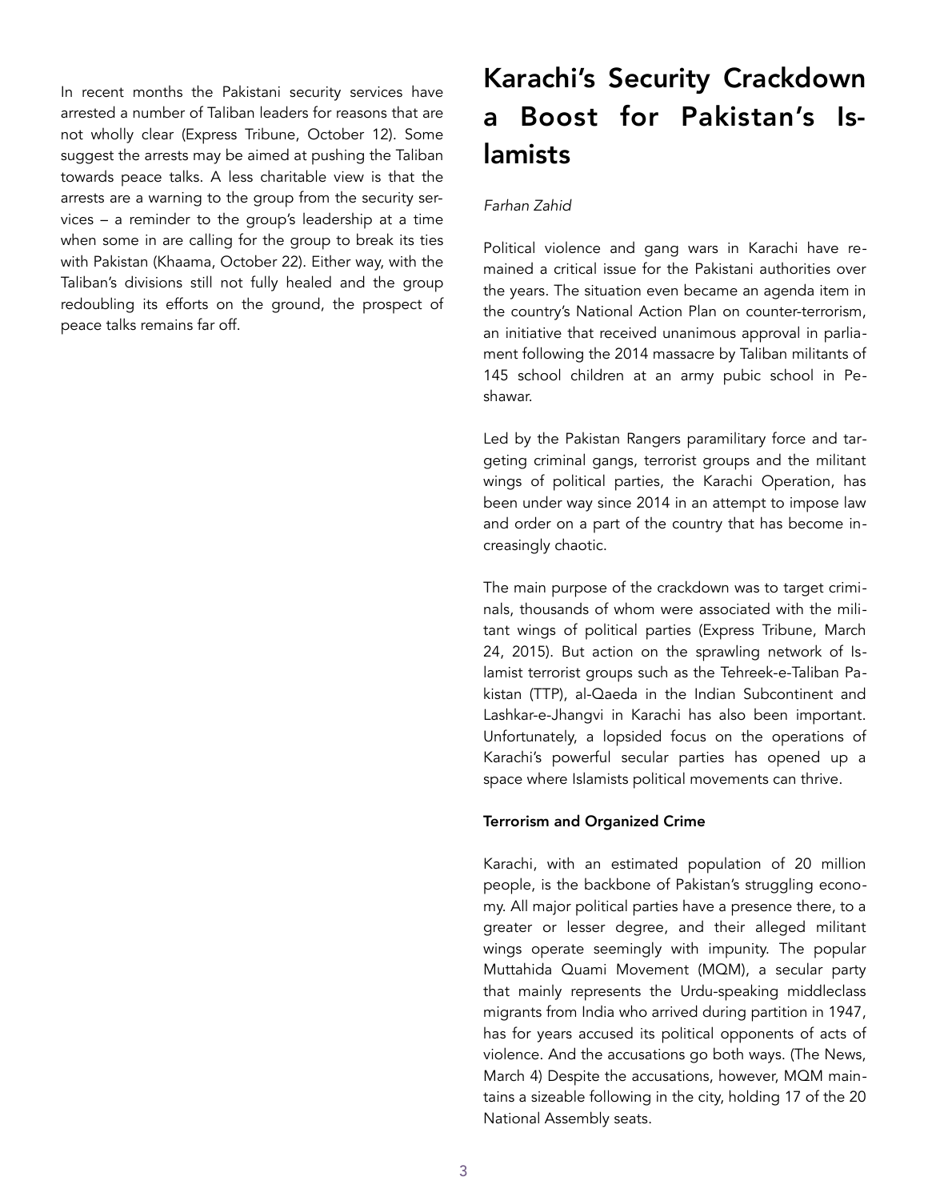In recent months the Pakistani security services have arrested a number of Taliban leaders for reasons that are not wholly clear (Express Tribune, October 12). Some suggest the arrests may be aimed at pushing the Taliban towards peace talks. A less charitable view is that the arrests are a warning to the group from the security services – a reminder to the group's leadership at a time when some in are calling for the group to break its ties with Pakistan (Khaama, October 22). Either way, with the Taliban's divisions still not fully healed and the group redoubling its efforts on the ground, the prospect of peace talks remains far off.

# Karachi's Security Crackdown a Boost for Pakistan's Islamists

*Farhan Zahid*

Political violence and gang wars in Karachi have remained a critical issue for the Pakistani authorities over the years. The situation even became an agenda item in the country's National Action Plan on counter-terrorism, an initiative that received unanimous approval in parliament following the 2014 massacre by Taliban militants of 145 school children at an army pubic school in Peshawar.

Led by the Pakistan Rangers paramilitary force and targeting criminal gangs, terrorist groups and the militant wings of political parties, the Karachi Operation, has been under way since 2014 in an attempt to impose law and order on a part of the country that has become increasingly chaotic.

The main purpose of the crackdown was to target criminals, thousands of whom were associated with the militant wings of political parties (Express Tribune, March 24, 2015). But action on the sprawling network of Islamist terrorist groups such as the Tehreek-e-Taliban Pakistan (TTP), al-Qaeda in the Indian Subcontinent and Lashkar-e-Jhangvi in Karachi has also been important. Unfortunately, a lopsided focus on the operations of Karachi's powerful secular parties has opened up a space where Islamists political movements can thrive.

**Terrorism and Organized Crime**

Karachi, with an estimated population of 20 million people, is the backbone of Pakistan's struggling economy. All major political parties have a presence there, to a greater or lesser degree, and their alleged militant wings operate seemingly with impunity. The popular Muttahida Quami Movement (MQM), a secular party that mainly represents the Urdu-speaking middleclass migrants from India who arrived during partition in 1947, has for years accused its political opponents of acts of violence. And the accusations go both ways. (The News, March 4) Despite the accusations, however, MQM maintains a sizeable following in the city, holding 17 of the 20 National Assembly seats.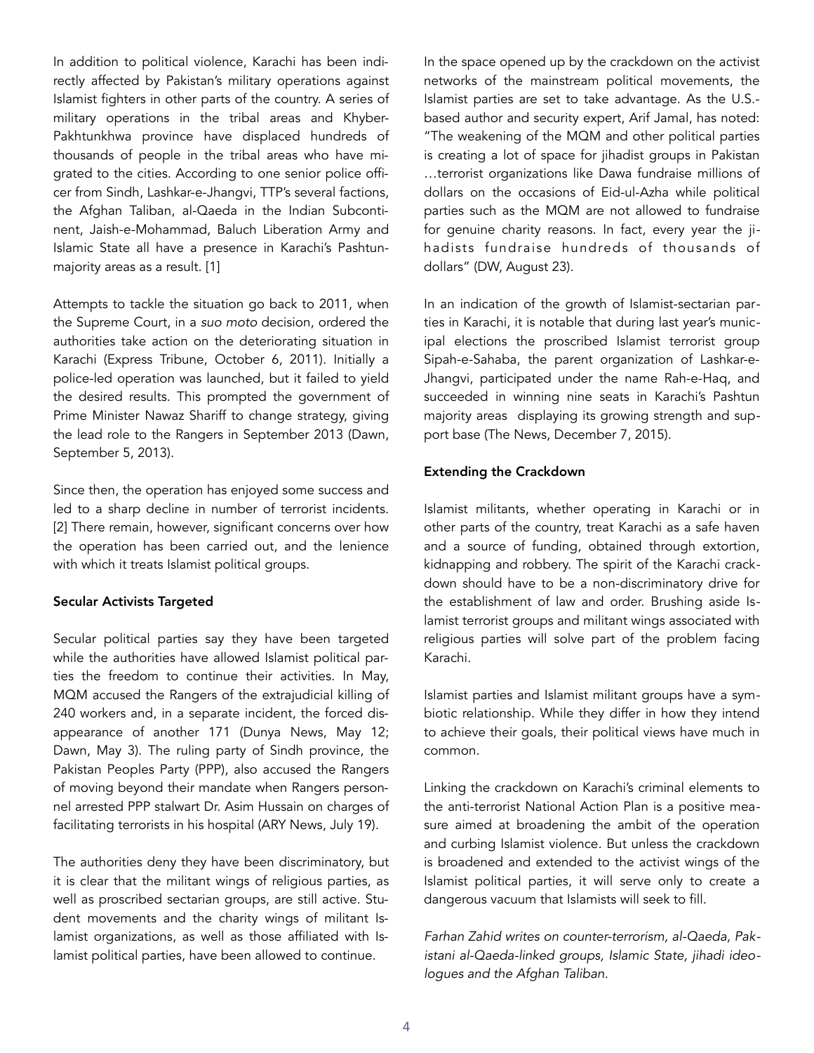In addition to political violence, Karachi has been indirectly affected by Pakistan's military operations against Islamist fighters in other parts of the country. A series of military operations in the tribal areas and Khyber-Pakhtunkhwa province have displaced hundreds of thousands of people in the tribal areas who have migrated to the cities. According to one senior police officer from Sindh, Lashkar-e-Jhangvi, TTP's several factions, the Afghan Taliban, al-Qaeda in the Indian Subcontinent, Jaish-e-Mohammad, Baluch Liberation Army and Islamic State all have a presence in Karachi's Pashtun-majority areas as a result. [1]

Attempts to tackle the situation go back to 2011, when the Supreme Court, in a *suo moto* decision, ordered the authorities take action on the deteriorating situation in Karachi (Express Tribune, October 6, 2011). Initially a police-led operation was launched, but it failed to yield the desired results. This prompted the government of Prime Minister Nawaz Shariff to change strategy, giving the lead role to the Rangers in September 2013 (Dawn, September 5, 2013).

Since then, the operation has enjoyed some success and led to a sharp decline in number of terrorist incidents. [2] There remain, however, significant concerns over how the operation has been carried out, and the lenience with which it treats Islamist political groups.

### Secular Activists Targeted

Secular political parties say they have been targeted while the authorities have allowed Islamist political parties the freedom to continue their activities. In May, MQM accused the Rangers of the extrajudicial killing of 240 workers and, in a separate incident, the forced disappearance of another 171 (Dunya News, May 12; Dawn, May 3). The ruling party of Sindh province, the Pakistan Peoples Party (PPP), also accused the Rangers of moving beyond their mandate when Rangers personnel arrested PPP stalwart Dr. Asim Hussain on charges of facilitating terrorists in his hospital (ARY News, July 19).

The authorities deny they have been discriminatory, but it is clear that the militant wings of religious parties, as well as proscribed sectarian groups, are still active. Student movements and the charity wings of militant Islamist organizations, as well as those affiliated with Islamist political parties, have been allowed to continue.

In the space opened up by the crackdown on the activist networks of the mainstream political movements, the Islamist parties are set to take advantage. As the U.S.-based author and security expert, Arif Jamal, has noted: "The weakening of the MQM and other political parties is creating a lot of space for jihadist groups in Pakistan …terrorist organizations like Dawa fundraise millions of dollars on the occasions of Eid-ul-Azha while political parties such as the MQM are not allowed to fundraise for genuine charity reasons. In fact, every year the jihadists fundraise hundreds of thousands of dollars" (DW, August 23).

In an indication of the growth of Islamist-sectarian parties in Karachi, it is notable that during last year's municipal elections the proscribed Islamist terrorist group Sipah-e-Sahaba, the parent organization of Lashkar-e-Jhangvi, participated under the name Rah-e-Haq, and succeeded in winning nine seats in Karachi's Pashtun majority areas displaying its growing strength and support base (The News, December 7, 2015).

### Extending the Crackdown

Islamist militants, whether operating in Karachi or in other parts of the country, treat Karachi as a safe haven and a source of funding, obtained through extortion, kidnapping and robbery. The spirit of the Karachi crackdown should have to be a non-discriminatory drive for the establishment of law and order. Brushing aside Islamist terrorist groups and militant wings associated with religious parties will solve part of the problem facing Karachi.

Islamist parties and Islamist militant groups have a symbiotic relationship. While they differ in how they intend to achieve their goals, their political views have much in common.

Linking the crackdown on Karachi's criminal elements to the anti-terrorist National Action Plan is a positive measure aimed at broadening the ambit of the operation and curbing Islamist violence. But unless the crackdown is broadened and extended to the activist wings of the Islamist political parties, it will serve only to create a dangerous vacuum that Islamists will seek to fill.

*Farhan Zahid writes on counter-terrorism, al-Qaeda, Pakistani al-Qaeda-linked groups, Islamic State, jihadi ideologues and the Afghan Taliban.*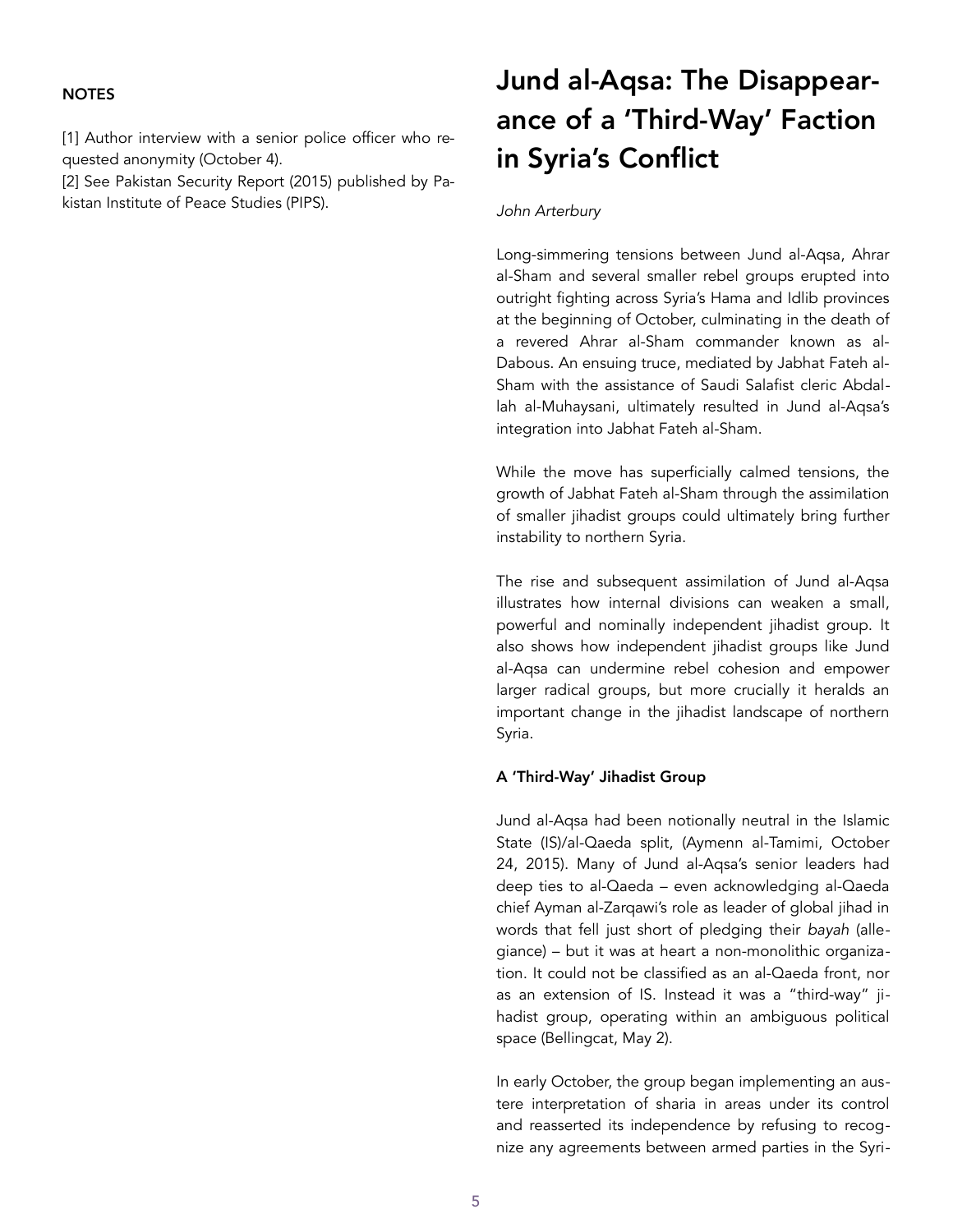**NOTES**

[1] Author interview with a senior police officer who requested anonymity (October 4).

[2] See Pakistan Security Report (2015) published by Pakistan Institute of Peace Studies (PIPS).

# Jund al-Aqsa: The Disappearance of a 'Third-Way' Faction in Syria's Conflict

*John Arterbury*

Long-simmering tensions between Jund al-Aqsa, Ahrar al-Sham and several smaller rebel groups erupted into outright fighting across Syria's Hama and Idlib provinces at the beginning of October, culminating in the death of a revered Ahrar al-Sham commander known as al-Dabous. An ensuing truce, mediated by Jabhat Fateh al-Sham with the assistance of Saudi Salafist cleric Abdallah al-Muhaysani, ultimately resulted in Jund al-Aqsa's integration into Jabhat Fateh al-Sham.

While the move has superficially calmed tensions, the growth of Jabhat Fateh al-Sham through the assimilation of smaller jihadist groups could ultimately bring further instability to northern Syria.

The rise and subsequent assimilation of Jund al-Aqsa illustrates how internal divisions can weaken a small, powerful and nominally independent jihadist group. It also shows how independent jihadist groups like Jund al-Aqsa can undermine rebel cohesion and empower larger radical groups, but more crucially it heralds an important change in the jihadist landscape of northern Syria.

### A 'Third-Way' Jihadist Group

Jund al-Aqsa had been notionally neutral in the Islamic State (IS)/al-Qaeda split, (Aymenn al-Tamimi, October 24, 2015). Many of Jund al-Aqsa's senior leaders had deep ties to al-Qaeda – even acknowledging al-Qaeda chief Ayman al-Zarqawi's role as leader of global jihad in words that fell just short of pledging their *bayah* (allegiance) – but it was at heart a non-monolithic organization. It could not be classified as an al-Qaeda front, nor as an extension of IS. Instead it was a "third-way" jihadist group, operating within an ambiguous political space (Bellingcat, May 2).

In early October, the group began implementing an austere interpretation of sharia in areas under its control and reasserted its independence by refusing to recognize any agreements between armed parties in the Syri-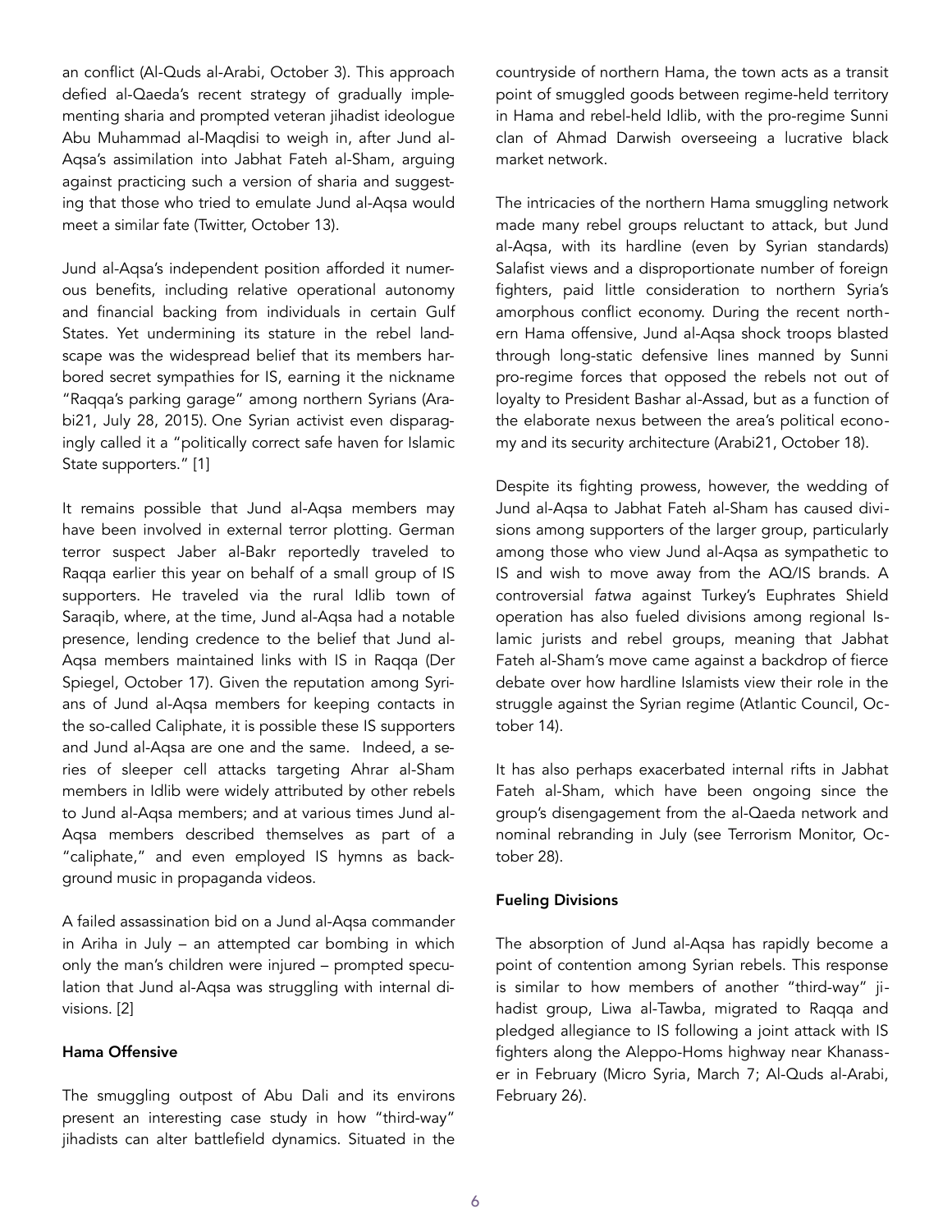an conflict (Al-Quds al-Arabi, October 3). This approach defied al-Qaeda's recent strategy of gradually implementing sharia and prompted veteran jihadist ideologue Abu Muhammad al-Maqdisi to weigh in, after Jund al-Aqsa's assimilation into Jabhat Fateh al-Sham, arguing against practicing such a version of sharia and suggesting that those who tried to emulate Jund al-Aqsa would meet a similar fate (Twitter, October 13).

Jund al-Aqsa's independent position afforded it numerous benefits, including relative operational autonomy and financial backing from individuals in certain Gulf States. Yet undermining its stature in the rebel landscape was the widespread belief that its members harbored secret sympathies for IS, earning it the nickname "Raqqa's parking garage" among northern Syrians (Arabi21, July 28, 2015). One Syrian activist even disparagingly called it a "politically correct safe haven for Islamic State supporters." [1]

It remains possible that Jund al-Aqsa members may have been involved in external terror plotting. German terror suspect Jaber al-Bakr reportedly traveled to Raqqa earlier this year on behalf of a small group of IS supporters. He traveled via the rural Idlib town of Saraqib, where, at the time, Jund al-Aqsa had a notable presence, lending credence to the belief that Jund al-Aqsa members maintained links with IS in Raqqa (Der Spiegel, October 17). Given the reputation among Syrians of Jund al-Aqsa members for keeping contacts in the so-called Caliphate, it is possible these IS supporters and Jund al-Aqsa are one and the same. Indeed, a series of sleeper cell attacks targeting Ahrar al-Sham members in Idlib were widely attributed by other rebels to Jund al-Aqsa members; and at various times Jund al-Aqsa members described themselves as part of a "caliphate," and even employed IS hymns as background music in propaganda videos.

A failed assassination bid on a Jund al-Aqsa commander in Ariha in July – an attempted car bombing in which only the man's children were injured – prompted speculation that Jund al-Aqsa was struggling with internal divisions. [2]

## Hama Offensive

The smuggling outpost of Abu Dali and its environs present an interesting case study in how "third-way" jihadists can alter battlefield dynamics. Situated in the countryside of northern Hama, the town acts as a transit point of smuggled goods between regime-held territory in Hama and rebel-held Idlib, with the pro-regime Sunni clan of Ahmad Darwish overseeing a lucrative black market network.

The intricacies of the northern Hama smuggling network made many rebel groups reluctant to attack, but Jund al-Aqsa, with its hardline (even by Syrian standards) Salafist views and a disproportionate number of foreign fighters, paid little consideration to northern Syria's amorphous conflict economy. During the recent northern Hama offensive, Jund al-Aqsa shock troops blasted through long-static defensive lines manned by Sunni pro-regime forces that opposed the rebels not out of loyalty to President Bashar al-Assad, but as a function of the elaborate nexus between the area's political economy and its security architecture (Arabi21, October 18).

Despite its fighting prowess, however, the wedding of Jund al-Aqsa to Jabhat Fateh al-Sham has caused divisions among supporters of the larger group, particularly among those who view Jund al-Aqsa as sympathetic to IS and wish to move away from the AQ/IS brands. A controversial *fatwa* against Turkey's Euphrates Shield operation has also fueled divisions among regional Islamic jurists and rebel groups, meaning that Jabhat Fateh al-Sham's move came against a backdrop of fierce debate over how hardline Islamists view their role in the struggle against the Syrian regime (Atlantic Council, October 14).

It has also perhaps exacerbated internal rifts in Jabhat Fateh al-Sham, which have been ongoing since the group's disengagement from the al-Qaeda network and nominal rebranding in July (see Terrorism Monitor, October 28).

## Fueling Divisions

The absorption of Jund al-Aqsa has rapidly become a point of contention among Syrian rebels. This response is similar to how members of another "third-way" jihadist group, Liwa al-Tawba, migrated to Raqqa and pledged allegiance to IS following a joint attack with IS fighters along the Aleppo-Homs highway near Khanasser in February (Micro Syria, March 7; Al-Quds al-Arabi, February 26).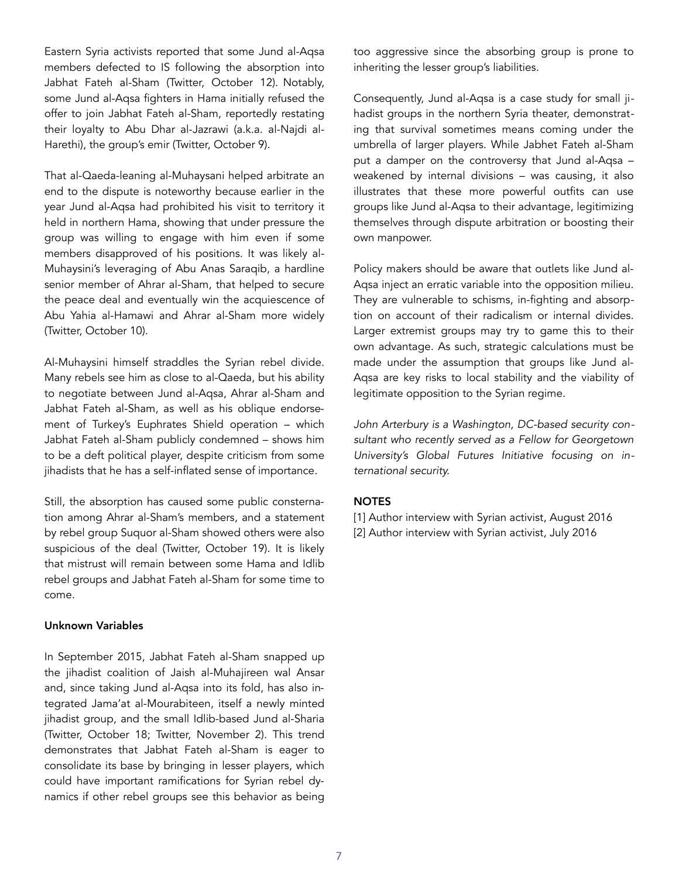Eastern Syria activists reported that some Jund al-Aqsa members defected to IS following the absorption into Jabhat Fateh al-Sham (Twitter, October 12). Notably, some Jund al-Aqsa fighters in Hama initially refused the offer to join Jabhat Fateh al-Sham, reportedly restating their loyalty to Abu Dhar al-Jazrawi (a.k.a. al-Najdi al-Harethi), the group's emir (Twitter, October 9).

That al-Qaeda-leaning al-Muhaysani helped arbitrate an end to the dispute is noteworthy because earlier in the year Jund al-Aqsa had prohibited his visit to territory it held in northern Hama, showing that under pressure the group was willing to engage with him even if some members disapproved of his positions. It was likely al-Muhaysini's leveraging of Abu Anas Saraqib, a hardline senior member of Ahrar al-Sham, that helped to secure the peace deal and eventually win the acquiescence of Abu Yahia al-Hamawi and Ahrar al-Sham more widely (Twitter, October 10).

Al-Muhaysini himself straddles the Syrian rebel divide. Many rebels see him as close to al-Qaeda, but his ability to negotiate between Jund al-Aqsa, Ahrar al-Sham and Jabhat Fateh al-Sham, as well as his oblique endorsement of Turkey's Euphrates Shield operation – which Jabhat Fateh al-Sham publicly condemned – shows him to be a deft political player, despite criticism from some jihadists that he has a self-inflated sense of importance.

Still, the absorption has caused some public consternation among Ahrar al-Sham's members, and a statement by rebel group Suquor al-Sham showed others were also suspicious of the deal (Twitter, October 19). It is likely that mistrust will remain between some Hama and Idlib rebel groups and Jabhat Fateh al-Sham for some time to come.

**Unknown Variables**

In September 2015, Jabhat Fateh al-Sham snapped up the jihadist coalition of Jaish al-Muhajireen wal Ansar and, since taking Jund al-Aqsa into its fold, has also integrated Jama'at al-Mourabiteen, itself a newly minted jihadist group, and the small Idlib-based Jund al-Sharia (Twitter, October 18; Twitter, November 2). This trend demonstrates that Jabhat Fateh al-Sham is eager to consolidate its base by bringing in lesser players, which could have important ramifications for Syrian rebel dynamics if other rebel groups see this behavior as being too aggressive since the absorbing group is prone to inheriting the lesser group's liabilities.

Consequently, Jund al-Aqsa is a case study for small jihadist groups in the northern Syria theater, demonstrating that survival sometimes means coming under the umbrella of larger players. While Jabhet Fateh al-Sham put a damper on the controversy that Jund al-Aqsa – weakened by internal divisions – was causing, it also illustrates that these more powerful outfits can use groups like Jund al-Aqsa to their advantage, legitimizing themselves through dispute arbitration or boosting their own manpower.

Policy makers should be aware that outlets like Jund al-Aqsa inject an erratic variable into the opposition milieu. They are vulnerable to schisms, in-fighting and absorption on account of their radicalism or internal divides. Larger extremist groups may try to game this to their own advantage. As such, strategic calculations must be made under the assumption that groups like Jund al-Aqsa are key risks to local stability and the viability of legitimate opposition to the Syrian regime.

*John Arterbury is a Washington, DC-based security consultant who recently served as a Fellow for Georgetown University's Global Futures Initiative focusing on international security.*

**NOTES**

[1] Author interview with Syrian activist, August 2016
[2] Author interview with Syrian activist, July 2016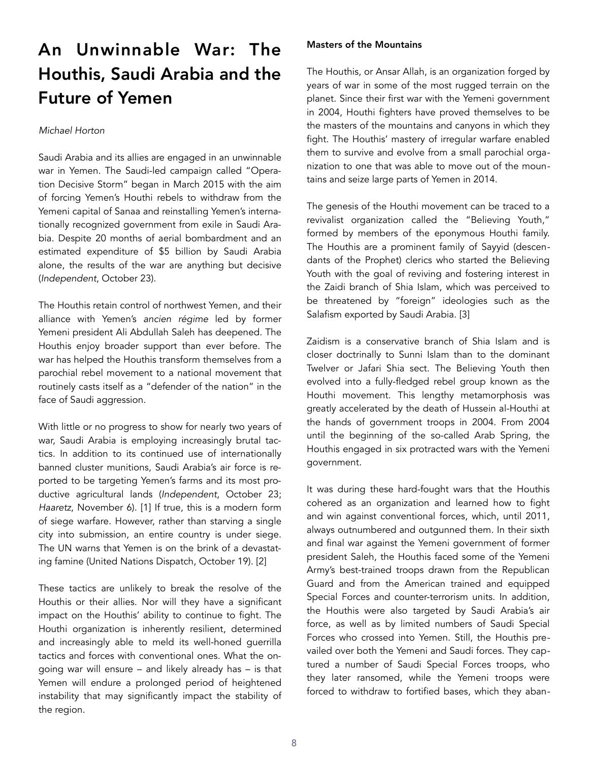# An Unwinnable War: The Houthis, Saudi Arabia and the Future of Yemen

*Michael Horton*

Saudi Arabia and its allies are engaged in an unwinnable war in Yemen. The Saudi-led campaign called "Operation Decisive Storm" began in March 2015 with the aim of forcing Yemen's Houthi rebels to withdraw from the Yemeni capital of Sanaa and reinstalling Yemen's internationally recognized government from exile in Saudi Arabia. Despite 20 months of aerial bombardment and an estimated expenditure of $5 billion by Saudi Arabia alone, the results of the war are anything but decisive (*Independent*, October 23).

The Houthis retain control of northwest Yemen, and their alliance with Yemen's *ancien régime* led by former Yemeni president Ali Abdullah Saleh has deepened. The Houthis enjoy broader support than ever before. The war has helped the Houthis transform themselves from a parochial rebel movement to a national movement that routinely casts itself as a "defender of the nation" in the face of Saudi aggression.

With little or no progress to show for nearly two years of war, Saudi Arabia is employing increasingly brutal tactics. In addition to its continued use of internationally banned cluster munitions, Saudi Arabia's air force is reported to be targeting Yemen's farms and its most productive agricultural lands (*Independent*, October 23; *Haaretz*, November 6). [1] If true, this is a modern form of siege warfare. However, rather than starving a single city into submission, an entire country is under siege. The UN warns that Yemen is on the brink of a devastating famine (United Nations Dispatch, October 19). [2]

These tactics are unlikely to break the resolve of the Houthis or their allies. Nor will they have a significant impact on the Houthis' ability to continue to fight. The Houthi organization is inherently resilient, determined and increasingly able to meld its well-honed guerrilla tactics and forces with conventional ones. What the ongoing war will ensure – and likely already has – is that Yemen will endure a prolonged period of heightened instability that may significantly impact the stability of the region.

### Masters of the Mountains

The Houthis, or Ansar Allah, is an organization forged by years of war in some of the most rugged terrain on the planet. Since their first war with the Yemeni government in 2004, Houthi fighters have proved themselves to be the masters of the mountains and canyons in which they fight. The Houthis' mastery of irregular warfare enabled them to survive and evolve from a small parochial organization to one that was able to move out of the mountains and seize large parts of Yemen in 2014.

The genesis of the Houthi movement can be traced to a revivalist organization called the "Believing Youth," formed by members of the eponymous Houthi family. The Houthis are a prominent family of Sayyid (descendants of the Prophet) clerics who started the Believing Youth with the goal of reviving and fostering interest in the Zaidi branch of Shia Islam, which was perceived to be threatened by "foreign" ideologies such as the Salafism exported by Saudi Arabia. [3]

Zaidism is a conservative branch of Shia Islam and is closer doctrinally to Sunni Islam than to the dominant Twelver or Jafari Shia sect. The Believing Youth then evolved into a fully-fledged rebel group known as the Houthi movement. This lengthy metamorphosis was greatly accelerated by the death of Hussein al-Houthi at the hands of government troops in 2004. From 2004 until the beginning of the so-called Arab Spring, the Houthis engaged in six protracted wars with the Yemeni government.

It was during these hard-fought wars that the Houthis cohered as an organization and learned how to fight and win against conventional forces, which, until 2011, always outnumbered and outgunned them. In their sixth and final war against the Yemeni government of former president Saleh, the Houthis faced some of the Yemeni Army's best-trained troops drawn from the Republican Guard and from the American trained and equipped Special Forces and counter-terrorism units. In addition, the Houthis were also targeted by Saudi Arabia's air force, as well as by limited numbers of Saudi Special Forces who crossed into Yemen. Still, the Houthis prevailed over both the Yemeni and Saudi forces. They captured a number of Saudi Special Forces troops, who they later ransomed, while the Yemeni troops were forced to withdraw to fortified bases, which they aban-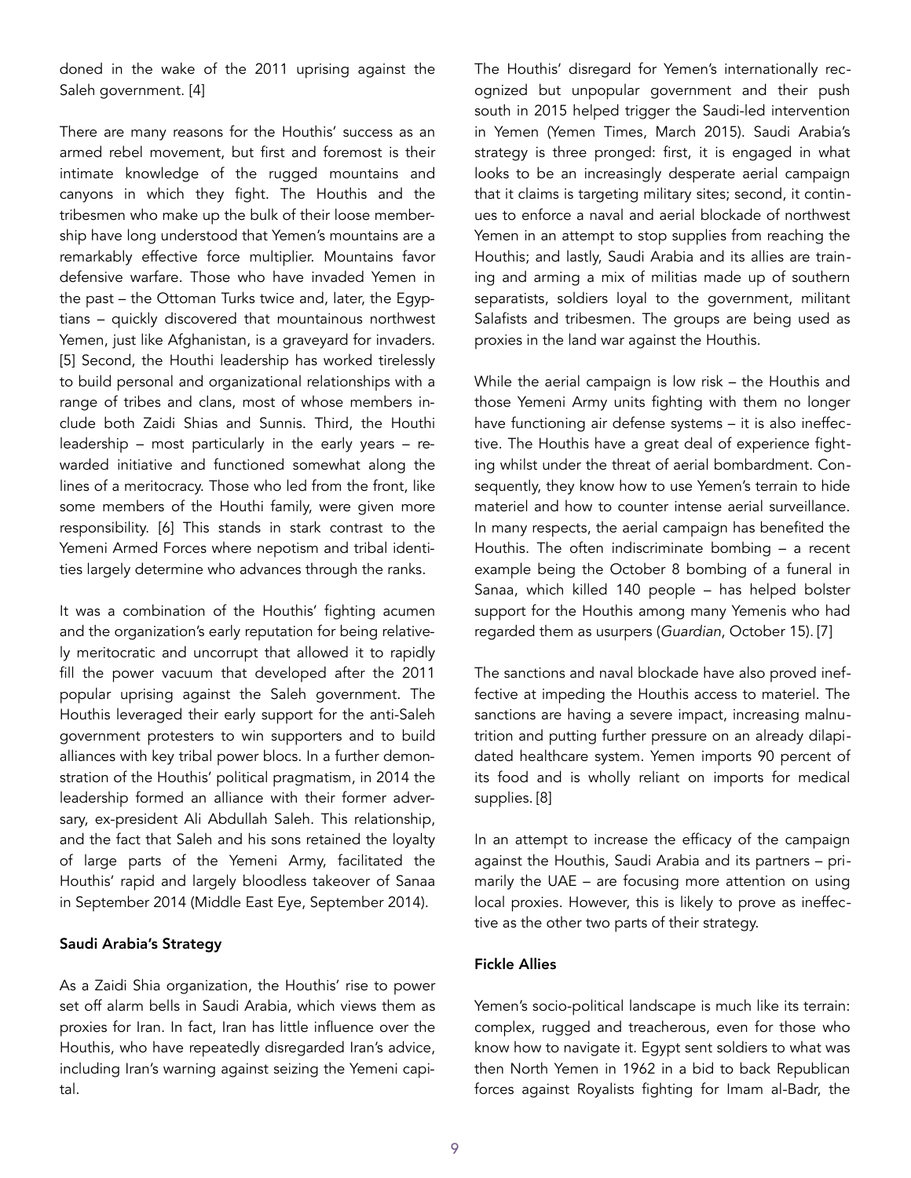doned in the wake of the 2011 uprising against the Saleh government. [4]

There are many reasons for the Houthis' success as an armed rebel movement, but first and foremost is their intimate knowledge of the rugged mountains and canyons in which they fight. The Houthis and the tribesmen who make up the bulk of their loose membership have long understood that Yemen's mountains are a remarkably effective force multiplier. Mountains favor defensive warfare. Those who have invaded Yemen in the past – the Ottoman Turks twice and, later, the Egyptians – quickly discovered that mountainous northwest Yemen, just like Afghanistan, is a graveyard for invaders. [5] Second, the Houthi leadership has worked tirelessly to build personal and organizational relationships with a range of tribes and clans, most of whose members include both Zaidi Shias and Sunnis. Third, the Houthi leadership – most particularly in the early years – rewarded initiative and functioned somewhat along the lines of a meritocracy. Those who led from the front, like some members of the Houthi family, were given more responsibility. [6] This stands in stark contrast to the Yemeni Armed Forces where nepotism and tribal identities largely determine who advances through the ranks.

It was a combination of the Houthis' fighting acumen and the organization's early reputation for being relatively meritocratic and uncorrupt that allowed it to rapidly fill the power vacuum that developed after the 2011 popular uprising against the Saleh government. The Houthis leveraged their early support for the anti-Saleh government protesters to win supporters and to build alliances with key tribal power blocs. In a further demonstration of the Houthis' political pragmatism, in 2014 the leadership formed an alliance with their former adversary, ex-president Ali Abdullah Saleh. This relationship, and the fact that Saleh and his sons retained the loyalty of large parts of the Yemeni Army, facilitated the Houthis' rapid and largely bloodless takeover of Sanaa in September 2014 (Middle East Eye, September 2014).

### Saudi Arabia's Strategy

As a Zaidi Shia organization, the Houthis' rise to power set off alarm bells in Saudi Arabia, which views them as proxies for Iran. In fact, Iran has little influence over the Houthis, who have repeatedly disregarded Iran's advice, including Iran's warning against seizing the Yemeni capital.

The Houthis' disregard for Yemen's internationally recognized but unpopular government and their push south in 2015 helped trigger the Saudi-led intervention in Yemen (Yemen Times, March 2015). Saudi Arabia's strategy is three pronged: first, it is engaged in what looks to be an increasingly desperate aerial campaign that it claims is targeting military sites; second, it continues to enforce a naval and aerial blockade of northwest Yemen in an attempt to stop supplies from reaching the Houthis; and lastly, Saudi Arabia and its allies are training and arming a mix of militias made up of southern separatists, soldiers loyal to the government, militant Salafists and tribesmen. The groups are being used as proxies in the land war against the Houthis.

While the aerial campaign is low risk – the Houthis and those Yemeni Army units fighting with them no longer have functioning air defense systems – it is also ineffective. The Houthis have a great deal of experience fighting whilst under the threat of aerial bombardment. Consequently, they know how to use Yemen's terrain to hide materiel and how to counter intense aerial surveillance. In many respects, the aerial campaign has benefited the Houthis. The often indiscriminate bombing – a recent example being the October 8 bombing of a funeral in Sanaa, which killed 140 people – has helped bolster support for the Houthis among many Yemenis who had regarded them as usurpers (*Guardian*, October 15). [7]

The sanctions and naval blockade have also proved ineffective at impeding the Houthis access to materiel. The sanctions are having a severe impact, increasing malnutrition and putting further pressure on an already dilapidated healthcare system. Yemen imports 90 percent of its food and is wholly reliant on imports for medical supplies. [8]

In an attempt to increase the efficacy of the campaign against the Houthis, Saudi Arabia and its partners – primarily the UAE – are focusing more attention on using local proxies. However, this is likely to prove as ineffective as the other two parts of their strategy.

### Fickle Allies

Yemen's socio-political landscape is much like its terrain: complex, rugged and treacherous, even for those who know how to navigate it. Egypt sent soldiers to what was then North Yemen in 1962 in a bid to back Republican forces against Royalists fighting for Imam al-Badr, the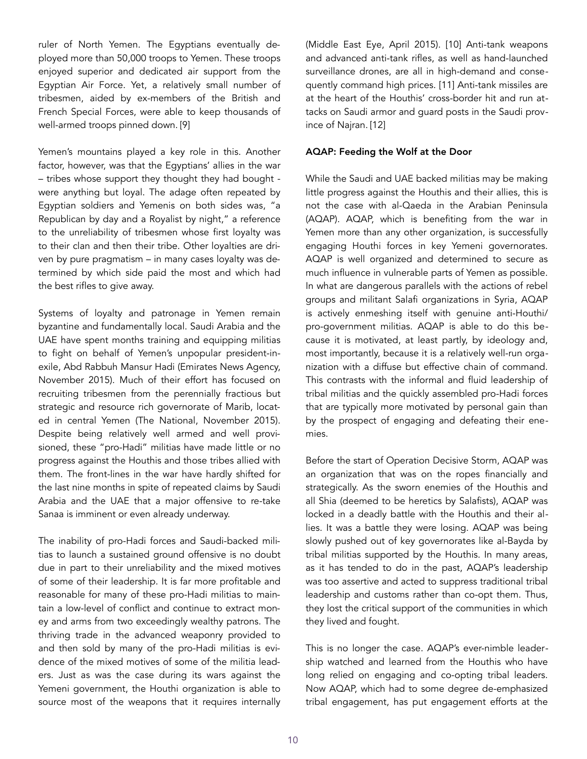ruler of North Yemen. The Egyptians eventually deployed more than 50,000 troops to Yemen. These troops enjoyed superior and dedicated air support from the Egyptian Air Force. Yet, a relatively small number of tribesmen, aided by ex-members of the British and French Special Forces, were able to keep thousands of well-armed troops pinned down. [9]

Yemen's mountains played a key role in this. Another factor, however, was that the Egyptians' allies in the war – tribes whose support they thought they had bought - were anything but loyal. The adage often repeated by Egyptian soldiers and Yemenis on both sides was, "a Republican by day and a Royalist by night," a reference to the unreliability of tribesmen whose first loyalty was to their clan and then their tribe. Other loyalties are driven by pure pragmatism – in many cases loyalty was determined by which side paid the most and which had the best rifles to give away.

Systems of loyalty and patronage in Yemen remain byzantine and fundamentally local. Saudi Arabia and the UAE have spent months training and equipping militias to fight on behalf of Yemen's unpopular president-in-exile, Abd Rabbuh Mansur Hadi (Emirates News Agency, November 2015). Much of their effort has focused on recruiting tribesmen from the perennially fractious but strategic and resource rich governorate of Marib, located in central Yemen (The National, November 2015). Despite being relatively well armed and well provisioned, these "pro-Hadi" militias have made little or no progress against the Houthis and those tribes allied with them. The front-lines in the war have hardly shifted for the last nine months in spite of repeated claims by Saudi Arabia and the UAE that a major offensive to re-take Sanaa is imminent or even already underway.

The inability of pro-Hadi forces and Saudi-backed militias to launch a sustained ground offensive is no doubt due in part to their unreliability and the mixed motives of some of their leadership. It is far more profitable and reasonable for many of these pro-Hadi militias to maintain a low-level of conflict and continue to extract money and arms from two exceedingly wealthy patrons. The thriving trade in the advanced weaponry provided to and then sold by many of the pro-Hadi militias is evidence of the mixed motives of some of the militia leaders. Just as was the case during its wars against the Yemeni government, the Houthi organization is able to source most of the weapons that it requires internally (Middle East Eye, April 2015). [10] Anti-tank weapons and advanced anti-tank rifles, as well as hand-launched surveillance drones, are all in high-demand and consequently command high prices. [11] Anti-tank missiles are at the heart of the Houthis' cross-border hit and run attacks on Saudi armor and guard posts in the Saudi province of Najran. [12]

### AQAP: Feeding the Wolf at the Door

While the Saudi and UAE backed militias may be making little progress against the Houthis and their allies, this is not the case with al-Qaeda in the Arabian Peninsula (AQAP). AQAP, which is benefiting from the war in Yemen more than any other organization, is successfully engaging Houthi forces in key Yemeni governorates. AQAP is well organized and determined to secure as much influence in vulnerable parts of Yemen as possible. In what are dangerous parallels with the actions of rebel groups and militant Salafi organizations in Syria, AQAP is actively enmeshing itself with genuine anti-Houthi/pro-government militias. AQAP is able to do this because it is motivated, at least partly, by ideology and, most importantly, because it is a relatively well-run organization with a diffuse but effective chain of command. This contrasts with the informal and fluid leadership of tribal militias and the quickly assembled pro-Hadi forces that are typically more motivated by personal gain than by the prospect of engaging and defeating their enemies.

Before the start of Operation Decisive Storm, AQAP was an organization that was on the ropes financially and strategically. As the sworn enemies of the Houthis and all Shia (deemed to be heretics by Salafists), AQAP was locked in a deadly battle with the Houthis and their allies. It was a battle they were losing. AQAP was being slowly pushed out of key governorates like al-Bayda by tribal militias supported by the Houthis. In many areas, as it has tended to do in the past, AQAP's leadership was too assertive and acted to suppress traditional tribal leadership and customs rather than co-opt them. Thus, they lost the critical support of the communities in which they lived and fought.

This is no longer the case. AQAP's ever-nimble leadership watched and learned from the Houthis who have long relied on engaging and co-opting tribal leaders. Now AQAP, which had to some degree de-emphasized tribal engagement, has put engagement efforts at the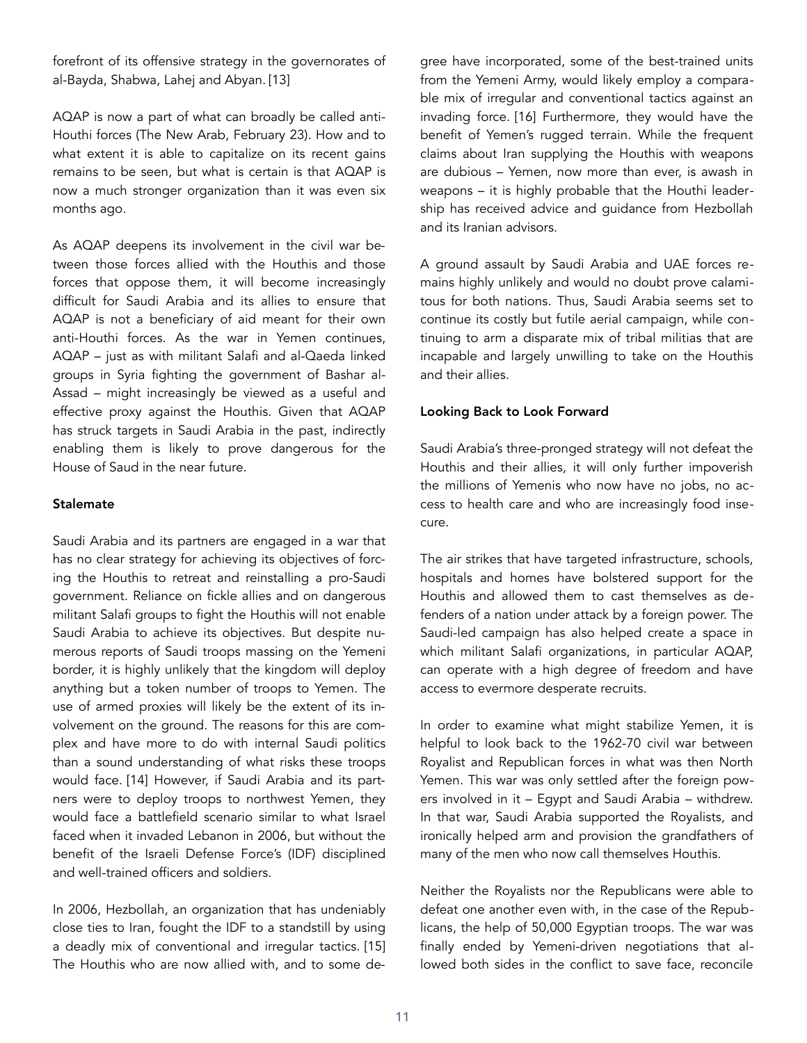forefront of its offensive strategy in the governorates of al-Bayda, Shabwa, Lahej and Abyan. [13]

AQAP is now a part of what can broadly be called anti-Houthi forces (The New Arab, February 23). How and to what extent it is able to capitalize on its recent gains remains to be seen, but what is certain is that AQAP is now a much stronger organization than it was even six months ago.

As AQAP deepens its involvement in the civil war between those forces allied with the Houthis and those forces that oppose them, it will become increasingly difficult for Saudi Arabia and its allies to ensure that AQAP is not a beneficiary of aid meant for their own anti-Houthi forces. As the war in Yemen continues, AQAP – just as with militant Salafi and al-Qaeda linked groups in Syria fighting the government of Bashar al-Assad – might increasingly be viewed as a useful and effective proxy against the Houthis. Given that AQAP has struck targets in Saudi Arabia in the past, indirectly enabling them is likely to prove dangerous for the House of Saud in the near future.

**Stalemate**

Saudi Arabia and its partners are engaged in a war that has no clear strategy for achieving its objectives of forcing the Houthis to retreat and reinstalling a pro-Saudi government. Reliance on fickle allies and on dangerous militant Salafi groups to fight the Houthis will not enable Saudi Arabia to achieve its objectives. But despite numerous reports of Saudi troops massing on the Yemeni border, it is highly unlikely that the kingdom will deploy anything but a token number of troops to Yemen. The use of armed proxies will likely be the extent of its involvement on the ground. The reasons for this are complex and have more to do with internal Saudi politics than a sound understanding of what risks these troops would face. [14] However, if Saudi Arabia and its partners were to deploy troops to northwest Yemen, they would face a battlefield scenario similar to what Israel faced when it invaded Lebanon in 2006, but without the benefit of the Israeli Defense Force's (IDF) disciplined and well-trained officers and soldiers.

In 2006, Hezbollah, an organization that has undeniably close ties to Iran, fought the IDF to a standstill by using a deadly mix of conventional and irregular tactics. [15] The Houthis who are now allied with, and to some degree have incorporated, some of the best-trained units from the Yemeni Army, would likely employ a comparable mix of irregular and conventional tactics against an invading force. [16] Furthermore, they would have the benefit of Yemen's rugged terrain. While the frequent claims about Iran supplying the Houthis with weapons are dubious – Yemen, now more than ever, is awash in weapons – it is highly probable that the Houthi leadership has received advice and guidance from Hezbollah and its Iranian advisors.

A ground assault by Saudi Arabia and UAE forces remains highly unlikely and would no doubt prove calamitous for both nations. Thus, Saudi Arabia seems set to continue its costly but futile aerial campaign, while continuing to arm a disparate mix of tribal militias that are incapable and largely unwilling to take on the Houthis and their allies.

**Looking Back to Look Forward**

Saudi Arabia's three-pronged strategy will not defeat the Houthis and their allies, it will only further impoverish the millions of Yemenis who now have no jobs, no access to health care and who are increasingly food insecure.

The air strikes that have targeted infrastructure, schools, hospitals and homes have bolstered support for the Houthis and allowed them to cast themselves as defenders of a nation under attack by a foreign power. The Saudi-led campaign has also helped create a space in which militant Salafi organizations, in particular AQAP, can operate with a high degree of freedom and have access to evermore desperate recruits.

In order to examine what might stabilize Yemen, it is helpful to look back to the 1962-70 civil war between Royalist and Republican forces in what was then North Yemen. This war was only settled after the foreign powers involved in it – Egypt and Saudi Arabia – withdrew. In that war, Saudi Arabia supported the Royalists, and ironically helped arm and provision the grandfathers of many of the men who now call themselves Houthis.

Neither the Royalists nor the Republicans were able to defeat one another even with, in the case of the Republicans, the help of 50,000 Egyptian troops. The war was finally ended by Yemeni-driven negotiations that allowed both sides in the conflict to save face, reconcile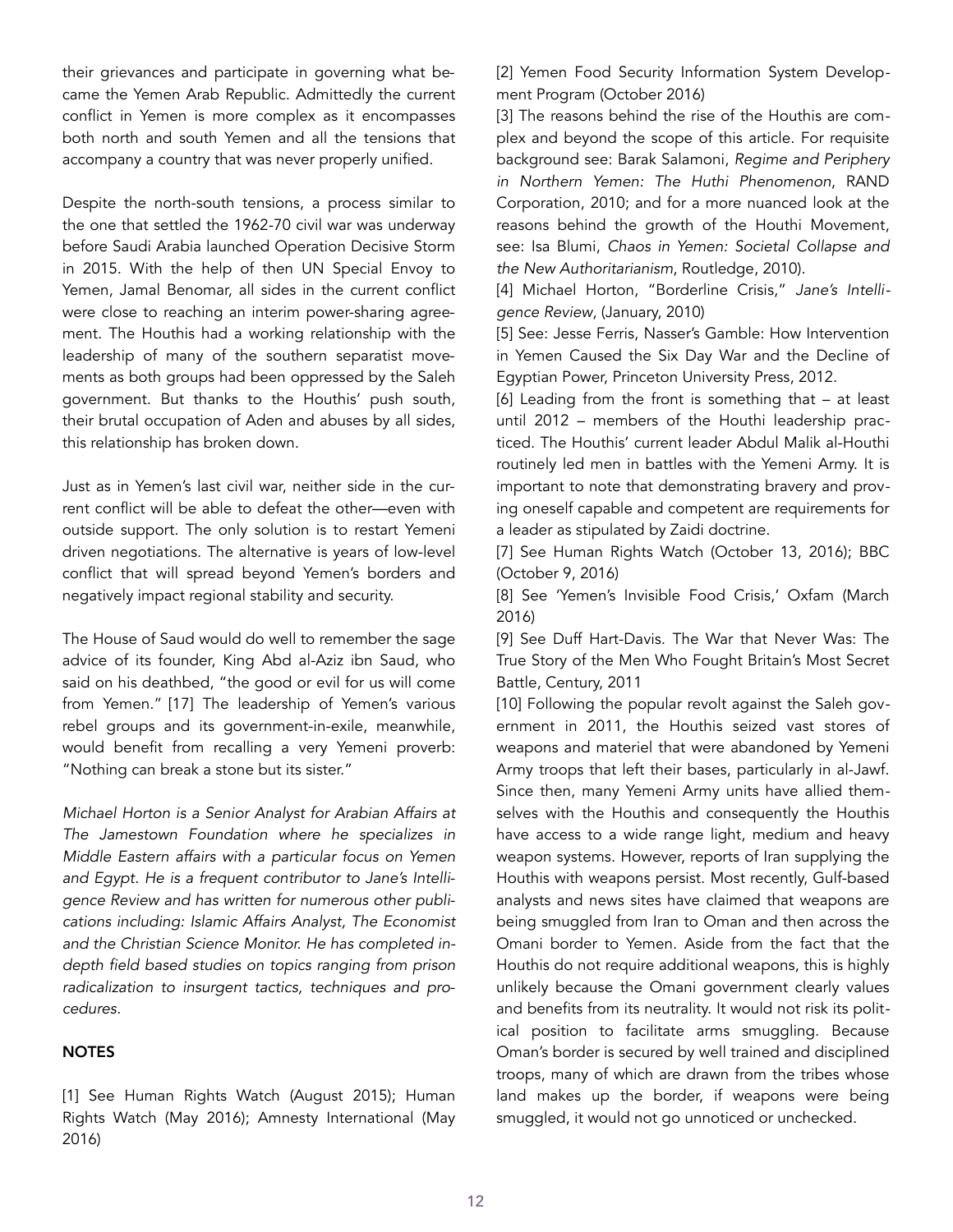their grievances and participate in governing what became the Yemen Arab Republic. Admittedly the current conflict in Yemen is more complex as it encompasses both north and south Yemen and all the tensions that accompany a country that was never properly unified.

Despite the north-south tensions, a process similar to the one that settled the 1962-70 civil war was underway before Saudi Arabia launched Operation Decisive Storm in 2015. With the help of then UN Special Envoy to Yemen, Jamal Benomar, all sides in the current conflict were close to reaching an interim power-sharing agreement. The Houthis had a working relationship with the leadership of many of the southern separatist movements as both groups had been oppressed by the Saleh government. But thanks to the Houthis' push south, their brutal occupation of Aden and abuses by all sides, this relationship has broken down.

Just as in Yemen's last civil war, neither side in the current conflict will be able to defeat the other—even with outside support. The only solution is to restart Yemeni driven negotiations. The alternative is years of low-level conflict that will spread beyond Yemen's borders and negatively impact regional stability and security.

The House of Saud would do well to remember the sage advice of its founder, King Abd al-Aziz ibn Saud, who said on his deathbed, "the good or evil for us will come from Yemen." [17] The leadership of Yemen's various rebel groups and its government-in-exile, meanwhile, would benefit from recalling a very Yemeni proverb: "Nothing can break a stone but its sister."

*Michael Horton is a Senior Analyst for Arabian Affairs at The Jamestown Foundation where he specializes in Middle Eastern affairs with a particular focus on Yemen and Egypt. He is a frequent contributor to Jane's Intelligence Review and has written for numerous other publications including: Islamic Affairs Analyst, The Economist and the Christian Science Monitor. He has completed in-depth field based studies on topics ranging from prison radicalization to insurgent tactics, techniques and procedures.*

**NOTES**

[1] See Human Rights Watch (August 2015); Human Rights Watch (May 2016); Amnesty International (May 2016)

[2] Yemen Food Security Information System Development Program (October 2016)

[3] The reasons behind the rise of the Houthis are complex and beyond the scope of this article. For requisite background see: Barak Salamoni, *Regime and Periphery in Northern Yemen: The Huthi Phenomenon*, RAND Corporation, 2010; and for a more nuanced look at the reasons behind the growth of the Houthi Movement, see: Isa Blumi, *Chaos in Yemen: Societal Collapse and the New Authoritarianism*, Routledge, 2010).

[4] Michael Horton, "Borderline Crisis," *Jane's Intelligence Review*, (January, 2010)

[5] See: Jesse Ferris, Nasser's Gamble: How Intervention in Yemen Caused the Six Day War and the Decline of Egyptian Power, Princeton University Press, 2012.

[6] Leading from the front is something that – at least until 2012 – members of the Houthi leadership practiced. The Houthis' current leader Abdul Malik al-Houthi routinely led men in battles with the Yemeni Army. It is important to note that demonstrating bravery and proving oneself capable and competent are requirements for a leader as stipulated by Zaidi doctrine.

[7] See Human Rights Watch (October 13, 2016); BBC (October 9, 2016)

[8] See 'Yemen's Invisible Food Crisis,' Oxfam (March 2016)

[9] See Duff Hart-Davis. The War that Never Was: The True Story of the Men Who Fought Britain's Most Secret Battle, Century, 2011

[10] Following the popular revolt against the Saleh government in 2011, the Houthis seized vast stores of weapons and materiel that were abandoned by Yemeni Army troops that left their bases, particularly in al-Jawf. Since then, many Yemeni Army units have allied themselves with the Houthis and consequently the Houthis have access to a wide range light, medium and heavy weapon systems. However, reports of Iran supplying the Houthis with weapons persist. Most recently, Gulf-based analysts and news sites have claimed that weapons are being smuggled from Iran to Oman and then across the Omani border to Yemen. Aside from the fact that the Houthis do not require additional weapons, this is highly unlikely because the Omani government clearly values and benefits from its neutrality. It would not risk its political position to facilitate arms smuggling. Because Oman's border is secured by well trained and disciplined troops, many of which are drawn from the tribes whose land makes up the border, if weapons were being smuggled, it would not go unnoticed or unchecked.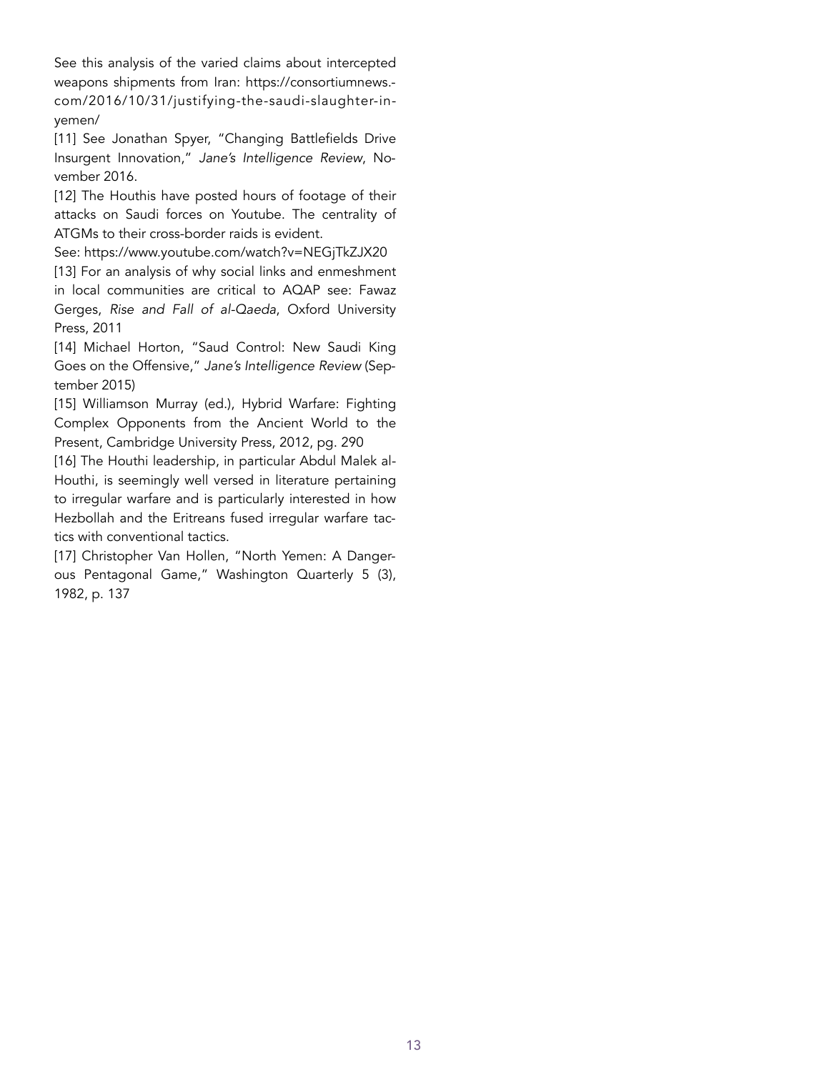See this analysis of the varied claims about intercepted weapons shipments from Iran: https://consortiumnews.com/2016/10/31/justifying-the-saudi-slaughter-in-yemen/

[11] See Jonathan Spyer, "Changing Battlefields Drive Insurgent Innovation," *Jane's Intelligence Review*, November 2016.

[12] The Houthis have posted hours of footage of their attacks on Saudi forces on Youtube. The centrality of ATGMs to their cross-border raids is evident.

See: https://www.youtube.com/watch?v=NEGjTkZJX20

[13] For an analysis of why social links and enmeshment in local communities are critical to AQAP see: Fawaz Gerges, *Rise and Fall of al-Qaeda*, Oxford University Press, 2011

[14] Michael Horton, "Saud Control: New Saudi King Goes on the Offensive," *Jane's Intelligence Review* (September 2015)

[15] Williamson Murray (ed.), Hybrid Warfare: Fighting Complex Opponents from the Ancient World to the Present, Cambridge University Press, 2012, pg. 290

[16] The Houthi leadership, in particular Abdul Malek al-Houthi, is seemingly well versed in literature pertaining to irregular warfare and is particularly interested in how Hezbollah and the Eritreans fused irregular warfare tactics with conventional tactics.

[17] Christopher Van Hollen, "North Yemen: A Dangerous Pentagonal Game," Washington Quarterly 5 (3), 1982, p. 137